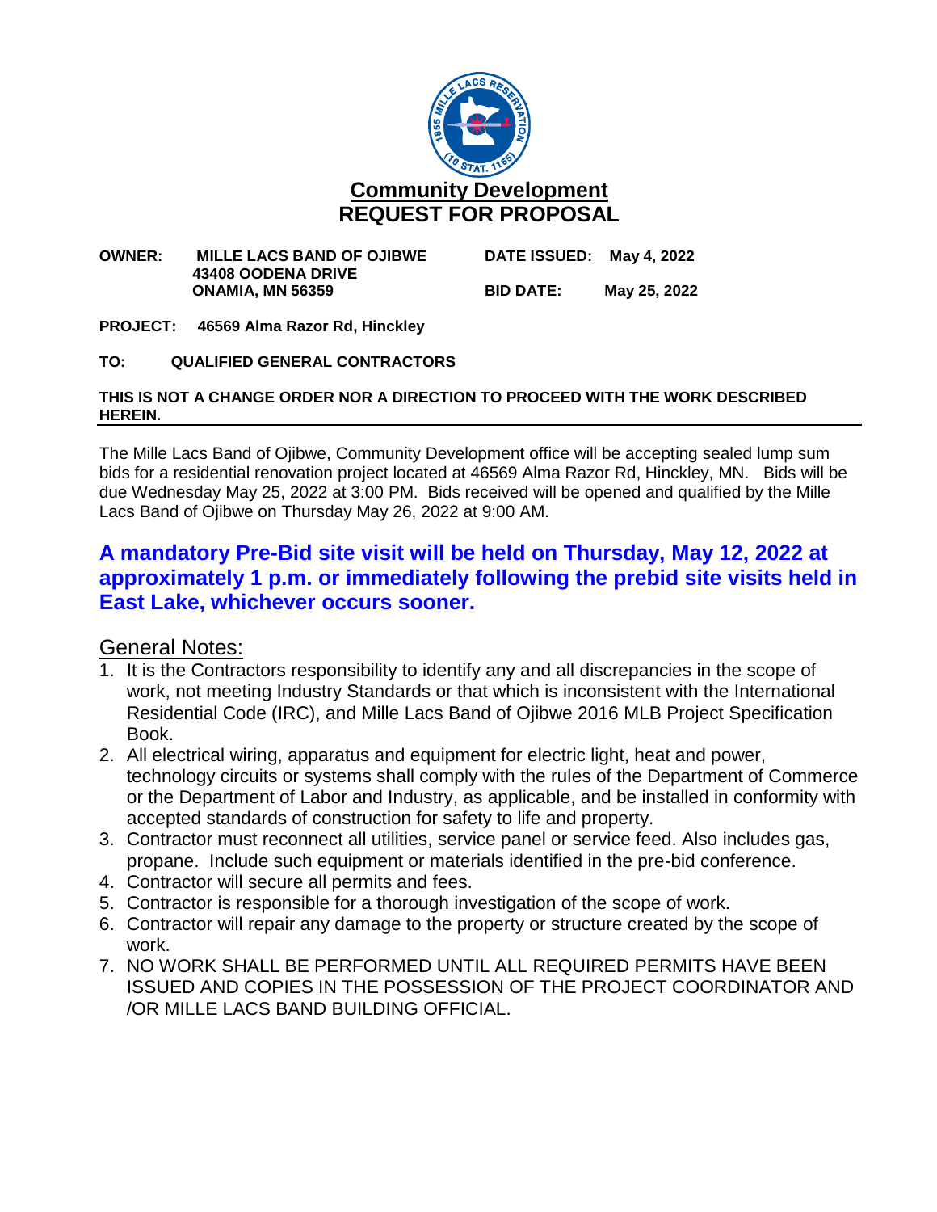# Community Development
# REQUEST FOR PROPOSAL

**OWNER:** **MILLE LACS BAND OF OJIBWE**
**43408 OODENA DRIVE**
**ONAMIA, MN 56359**

**DATE ISSUED:** **May 4, 2022**

**BID DATE:** **May 25, 2022**

**PROJECT:** **46569 Alma Razor Rd, Hinckley**

**TO:** **QUALIFIED GENERAL CONTRACTORS**

**THIS IS NOT A CHANGE ORDER NOR A DIRECTION TO PROCEED WITH THE WORK DESCRIBED HEREIN.**

---

The Mille Lacs Band of Ojibwe, Community Development office will be accepting sealed lump sum bids for a residential renovation project located at 46569 Alma Razor Rd, Hinckley, MN. Bids will be due Wednesday May 25, 2022 at 3:00 PM. Bids received will be opened and qualified by the Mille Lacs Band of Ojibwe on Thursday May 26, 2022 at 9:00 AM.

## A mandatory Pre-Bid site visit will be held on Thursday, May 12, 2022 at approximately 1 p.m. or immediately following the prebid site visits held in East Lake, whichever occurs sooner.

## General Notes:

1. It is the Contractors responsibility to identify any and all discrepancies in the scope of work, not meeting Industry Standards or that which is inconsistent with the International Residential Code (IRC), and Mille Lacs Band of Ojibwe 2016 MLB Project Specification Book.
2. All electrical wiring, apparatus and equipment for electric light, heat and power, technology circuits or systems shall comply with the rules of the Department of Commerce or the Department of Labor and Industry, as applicable, and be installed in conformity with accepted standards of construction for safety to life and property.
3. Contractor must reconnect all utilities, service panel or service feed. Also includes gas, propane. Include such equipment or materials identified in the pre-bid conference.
4. Contractor will secure all permits and fees.
5. Contractor is responsible for a thorough investigation of the scope of work.
6. Contractor will repair any damage to the property or structure created by the scope of work.
7. NO WORK SHALL BE PERFORMED UNTIL ALL REQUIRED PERMITS HAVE BEEN ISSUED AND COPIES IN THE POSSESSION OF THE PROJECT COORDINATOR AND /OR MILLE LACS BAND BUILDING OFFICIAL.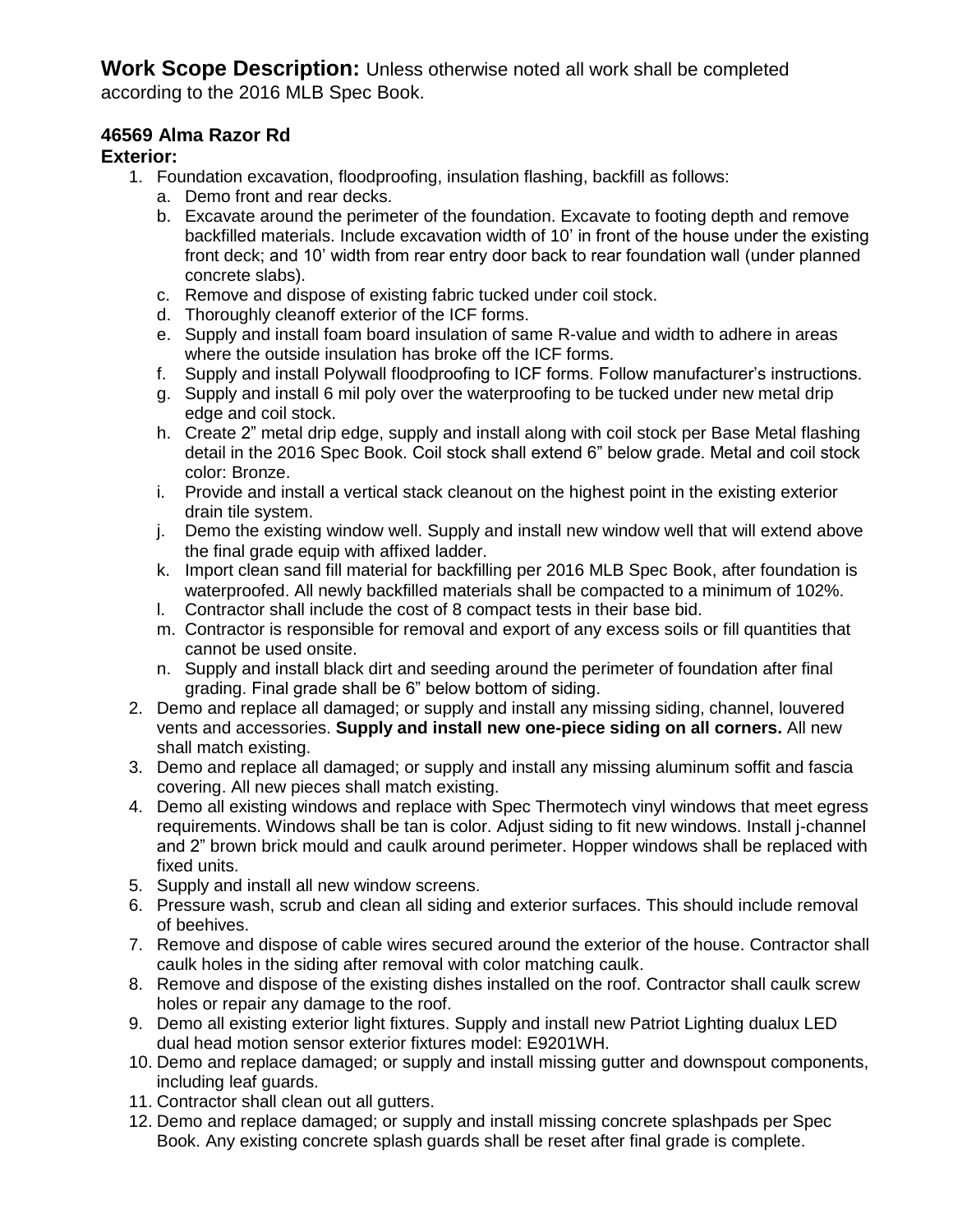**Work Scope Description:** Unless otherwise noted all work shall be completed according to the 2016 MLB Spec Book.

**46569 Alma Razor Rd**

**Exterior:**

1. Foundation excavation, floodproofing, insulation flashing, backfill as follows:
   a. Demo front and rear decks.
   b. Excavate around the perimeter of the foundation. Excavate to footing depth and remove backfilled materials. Include excavation width of 10' in front of the house under the existing front deck; and 10' width from rear entry door back to rear foundation wall (under planned concrete slabs).
   c. Remove and dispose of existing fabric tucked under coil stock.
   d. Thoroughly cleanoff exterior of the ICF forms.
   e. Supply and install foam board insulation of same R-value and width to adhere in areas where the outside insulation has broke off the ICF forms.
   f. Supply and install Polywall floodproofing to ICF forms. Follow manufacturer's instructions.
   g. Supply and install 6 mil poly over the waterproofing to be tucked under new metal drip edge and coil stock.
   h. Create 2" metal drip edge, supply and install along with coil stock per Base Metal flashing detail in the 2016 Spec Book. Coil stock shall extend 6" below grade. Metal and coil stock color: Bronze.
   i. Provide and install a vertical stack cleanout on the highest point in the existing exterior drain tile system.
   j. Demo the existing window well. Supply and install new window well that will extend above the final grade equip with affixed ladder.
   k. Import clean sand fill material for backfilling per 2016 MLB Spec Book, after foundation is waterproofed. All newly backfilled materials shall be compacted to a minimum of 102%.
   l. Contractor shall include the cost of 8 compact tests in their base bid.
   m. Contractor is responsible for removal and export of any excess soils or fill quantities that cannot be used onsite.
   n. Supply and install black dirt and seeding around the perimeter of foundation after final grading. Final grade shall be 6" below bottom of siding.
2. Demo and replace all damaged; or supply and install any missing siding, channel, louvered vents and accessories. **Supply and install new one-piece siding on all corners.** All new shall match existing.
3. Demo and replace all damaged; or supply and install any missing aluminum soffit and fascia covering. All new pieces shall match existing.
4. Demo all existing windows and replace with Spec Thermotech vinyl windows that meet egress requirements. Windows shall be tan is color. Adjust siding to fit new windows. Install j-channel and 2" brown brick mould and caulk around perimeter. Hopper windows shall be replaced with fixed units.
5. Supply and install all new window screens.
6. Pressure wash, scrub and clean all siding and exterior surfaces. This should include removal of beehives.
7. Remove and dispose of cable wires secured around the exterior of the house. Contractor shall caulk holes in the siding after removal with color matching caulk.
8. Remove and dispose of the existing dishes installed on the roof. Contractor shall caulk screw holes or repair any damage to the roof.
9. Demo all existing exterior light fixtures. Supply and install new Patriot Lighting dualux LED dual head motion sensor exterior fixtures model: E9201WH.
10. Demo and replace damaged; or supply and install missing gutter and downspout components, including leaf guards.
11. Contractor shall clean out all gutters.
12. Demo and replace damaged; or supply and install missing concrete splashpads per Spec Book. Any existing concrete splash guards shall be reset after final grade is complete.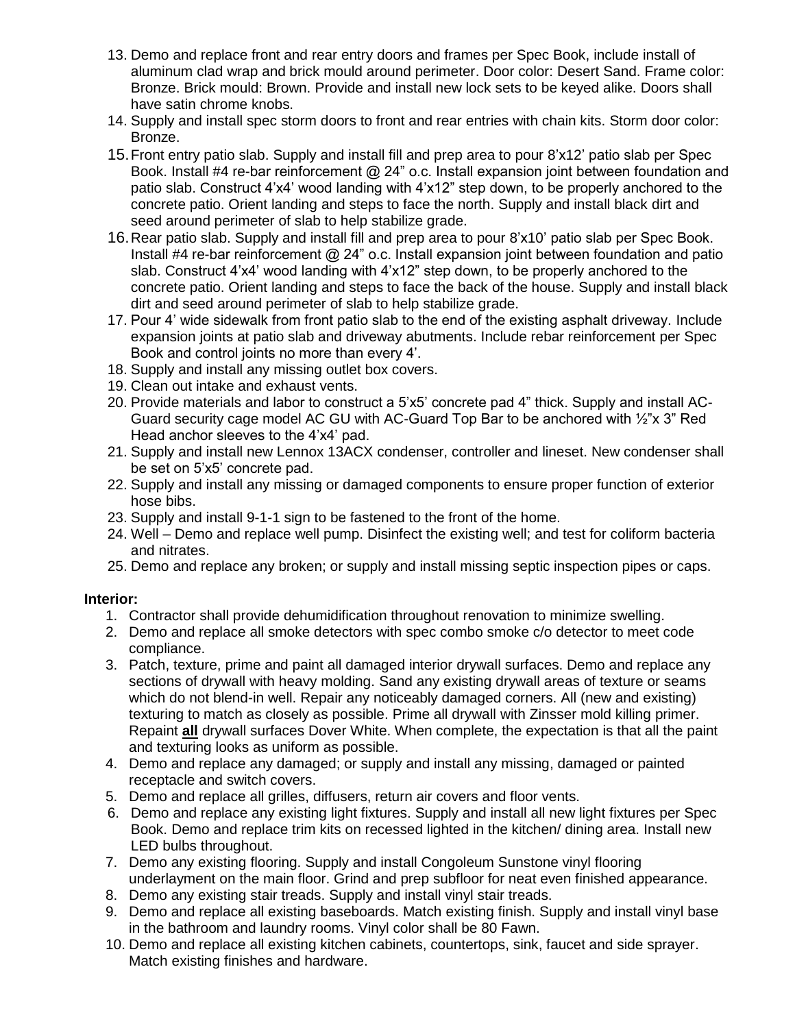13. Demo and replace front and rear entry doors and frames per Spec Book, include install of aluminum clad wrap and brick mould around perimeter. Door color: Desert Sand. Frame color: Bronze. Brick mould: Brown. Provide and install new lock sets to be keyed alike. Doors shall have satin chrome knobs.
14. Supply and install spec storm doors to front and rear entries with chain kits. Storm door color: Bronze.
15. Front entry patio slab. Supply and install fill and prep area to pour 8'x12' patio slab per Spec Book. Install #4 re-bar reinforcement @ 24" o.c. Install expansion joint between foundation and patio slab. Construct 4'x4' wood landing with 4'x12" step down, to be properly anchored to the concrete patio. Orient landing and steps to face the north. Supply and install black dirt and seed around perimeter of slab to help stabilize grade.
16. Rear patio slab. Supply and install fill and prep area to pour 8'x10' patio slab per Spec Book. Install #4 re-bar reinforcement @ 24" o.c. Install expansion joint between foundation and patio slab. Construct 4'x4' wood landing with 4'x12" step down, to be properly anchored to the concrete patio. Orient landing and steps to face the back of the house. Supply and install black dirt and seed around perimeter of slab to help stabilize grade.
17. Pour 4' wide sidewalk from front patio slab to the end of the existing asphalt driveway. Include expansion joints at patio slab and driveway abutments. Include rebar reinforcement per Spec Book and control joints no more than every 4'.
18. Supply and install any missing outlet box covers.
19. Clean out intake and exhaust vents.
20. Provide materials and labor to construct a 5'x5' concrete pad 4" thick. Supply and install AC-Guard security cage model AC GU with AC-Guard Top Bar to be anchored with ½"x 3" Red Head anchor sleeves to the 4'x4' pad.
21. Supply and install new Lennox 13ACX condenser, controller and lineset. New condenser shall be set on 5'x5' concrete pad.
22. Supply and install any missing or damaged components to ensure proper function of exterior hose bibs.
23. Supply and install 9-1-1 sign to be fastened to the front of the home.
24. Well – Demo and replace well pump. Disinfect the existing well; and test for coliform bacteria and nitrates.
25. Demo and replace any broken; or supply and install missing septic inspection pipes or caps.

**Interior:**

1. Contractor shall provide dehumidification throughout renovation to minimize swelling.
2. Demo and replace all smoke detectors with spec combo smoke c/o detector to meet code compliance.
3. Patch, texture, prime and paint all damaged interior drywall surfaces. Demo and replace any sections of drywall with heavy molding. Sand any existing drywall areas of texture or seams which do not blend-in well. Repair any noticeably damaged corners. All (new and existing) texturing to match as closely as possible. Prime all drywall with Zinsser mold killing primer. Repaint **<u>all</u>** drywall surfaces Dover White. When complete, the expectation is that all the paint and texturing looks as uniform as possible.
4. Demo and replace any damaged; or supply and install any missing, damaged or painted receptacle and switch covers.
5. Demo and replace all grilles, diffusers, return air covers and floor vents.
6. Demo and replace any existing light fixtures. Supply and install all new light fixtures per Spec Book. Demo and replace trim kits on recessed lighted in the kitchen/ dining area. Install new LED bulbs throughout.
7. Demo any existing flooring. Supply and install Congoleum Sunstone vinyl flooring underlayment on the main floor. Grind and prep subfloor for neat even finished appearance.
8. Demo any existing stair treads. Supply and install vinyl stair treads.
9. Demo and replace all existing baseboards. Match existing finish. Supply and install vinyl base in the bathroom and laundry rooms. Vinyl color shall be 80 Fawn.
10. Demo and replace all existing kitchen cabinets, countertops, sink, faucet and side sprayer. Match existing finishes and hardware.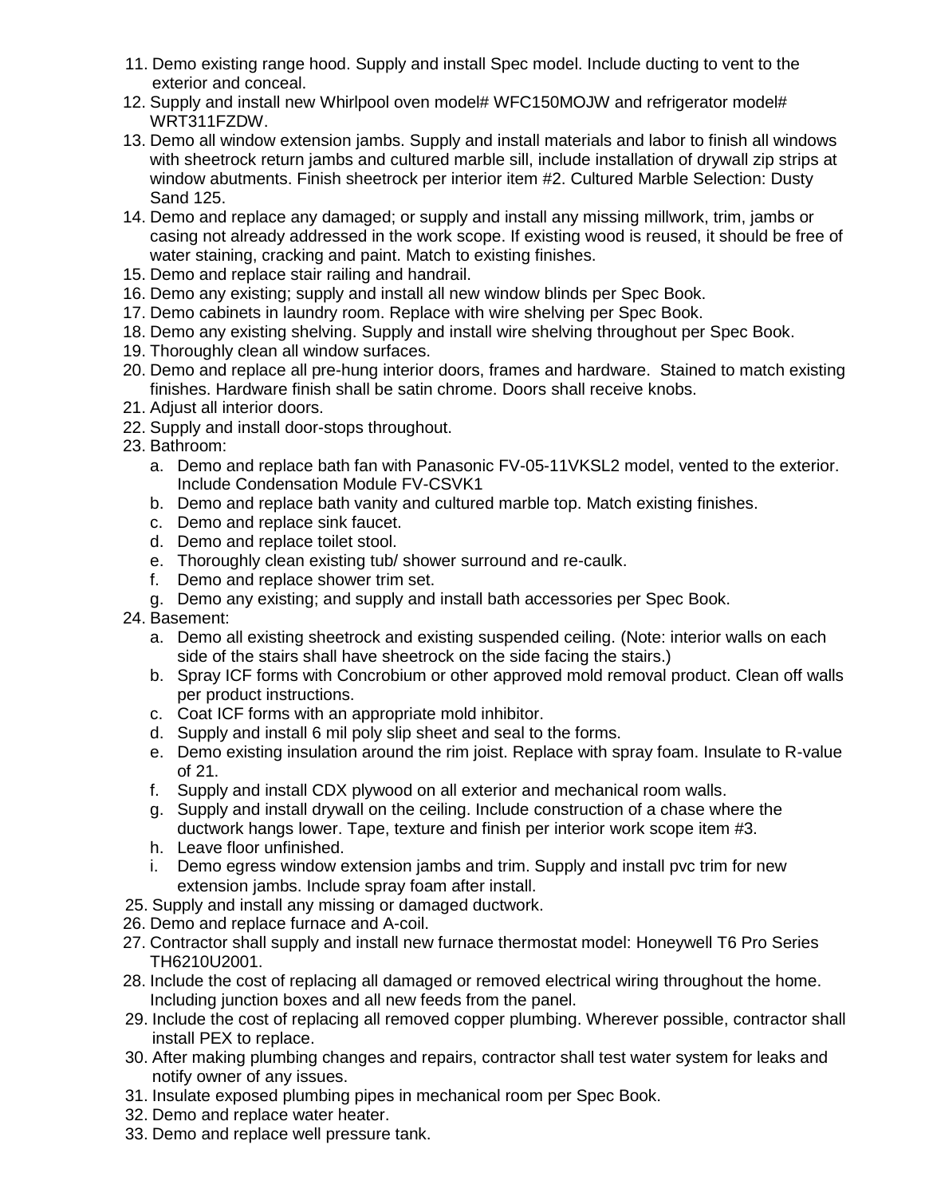11. Demo existing range hood. Supply and install Spec model. Include ducting to vent to the exterior and conceal.
12. Supply and install new Whirlpool oven model# WFC150MOJW and refrigerator model# WRT311FZDW.
13. Demo all window extension jambs. Supply and install materials and labor to finish all windows with sheetrock return jambs and cultured marble sill, include installation of drywall zip strips at window abutments. Finish sheetrock per interior item #2. Cultured Marble Selection: Dusty Sand 125.
14. Demo and replace any damaged; or supply and install any missing millwork, trim, jambs or casing not already addressed in the work scope. If existing wood is reused, it should be free of water staining, cracking and paint. Match to existing finishes.
15. Demo and replace stair railing and handrail.
16. Demo any existing; supply and install all new window blinds per Spec Book.
17. Demo cabinets in laundry room. Replace with wire shelving per Spec Book.
18. Demo any existing shelving. Supply and install wire shelving throughout per Spec Book.
19. Thoroughly clean all window surfaces.
20. Demo and replace all pre-hung interior doors, frames and hardware. Stained to match existing finishes. Hardware finish shall be satin chrome. Doors shall receive knobs.
21. Adjust all interior doors.
22. Supply and install door-stops throughout.
23. Bathroom:
    a. Demo and replace bath fan with Panasonic FV-05-11VKSL2 model, vented to the exterior. Include Condensation Module FV-CSVK1
    b. Demo and replace bath vanity and cultured marble top. Match existing finishes.
    c. Demo and replace sink faucet.
    d. Demo and replace toilet stool.
    e. Thoroughly clean existing tub/ shower surround and re-caulk.
    f. Demo and replace shower trim set.
    g. Demo any existing; and supply and install bath accessories per Spec Book.
24. Basement:
    a. Demo all existing sheetrock and existing suspended ceiling. (Note: interior walls on each side of the stairs shall have sheetrock on the side facing the stairs.)
    b. Spray ICF forms with Concrobium or other approved mold removal product. Clean off walls per product instructions.
    c. Coat ICF forms with an appropriate mold inhibitor.
    d. Supply and install 6 mil poly slip sheet and seal to the forms.
    e. Demo existing insulation around the rim joist. Replace with spray foam. Insulate to R-value of 21.
    f. Supply and install CDX plywood on all exterior and mechanical room walls.
    g. Supply and install drywall on the ceiling. Include construction of a chase where the ductwork hangs lower. Tape, texture and finish per interior work scope item #3.
    h. Leave floor unfinished.
    i. Demo egress window extension jambs and trim. Supply and install pvc trim for new extension jambs. Include spray foam after install.
25. Supply and install any missing or damaged ductwork.
26. Demo and replace furnace and A-coil.
27. Contractor shall supply and install new furnace thermostat model: Honeywell T6 Pro Series TH6210U2001.
28. Include the cost of replacing all damaged or removed electrical wiring throughout the home. Including junction boxes and all new feeds from the panel.
29. Include the cost of replacing all removed copper plumbing. Wherever possible, contractor shall install PEX to replace.
30. After making plumbing changes and repairs, contractor shall test water system for leaks and notify owner of any issues.
31. Insulate exposed plumbing pipes in mechanical room per Spec Book.
32. Demo and replace water heater.
33. Demo and replace well pressure tank.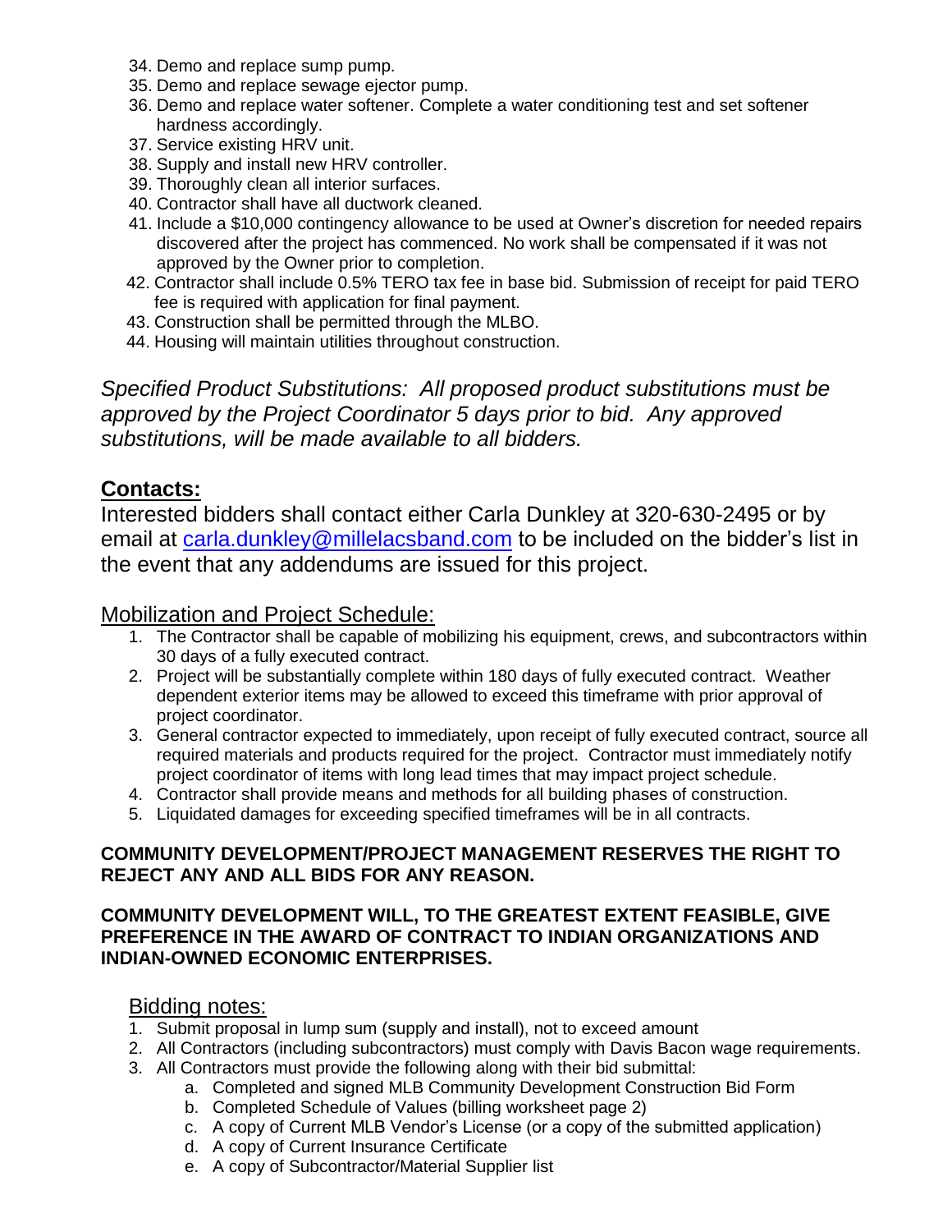34. Demo and replace sump pump.
35. Demo and replace sewage ejector pump.
36. Demo and replace water softener. Complete a water conditioning test and set softener hardness accordingly.
37. Service existing HRV unit.
38. Supply and install new HRV controller.
39. Thoroughly clean all interior surfaces.
40. Contractor shall have all ductwork cleaned.
41. Include a $10,000 contingency allowance to be used at Owner's discretion for needed repairs discovered after the project has commenced. No work shall be compensated if it was not approved by the Owner prior to completion.
42. Contractor shall include 0.5% TERO tax fee in base bid. Submission of receipt for paid TERO fee is required with application for final payment.
43. Construction shall be permitted through the MLBO.
44. Housing will maintain utilities throughout construction.

*Specified Product Substitutions: All proposed product substitutions must be approved by the Project Coordinator 5 days prior to bid. Any approved substitutions, will be made available to all bidders.*

## Contacts:

Interested bidders shall contact either Carla Dunkley at 320-630-2495 or by email at [carla.dunkley@millelacsband.com](mailto:carla.dunkley@millelacsband.com) to be included on the bidder's list in the event that any addendums are issued for this project.

### Mobilization and Project Schedule:

1. The Contractor shall be capable of mobilizing his equipment, crews, and subcontractors within 30 days of a fully executed contract.
2. Project will be substantially complete within 180 days of fully executed contract. Weather dependent exterior items may be allowed to exceed this timeframe with prior approval of project coordinator.
3. General contractor expected to immediately, upon receipt of fully executed contract, source all required materials and products required for the project. Contractor must immediately notify project coordinator of items with long lead times that may impact project schedule.
4. Contractor shall provide means and methods for all building phases of construction.
5. Liquidated damages for exceeding specified timeframes will be in all contracts.

**COMMUNITY DEVELOPMENT/PROJECT MANAGEMENT RESERVES THE RIGHT TO REJECT ANY AND ALL BIDS FOR ANY REASON.**

**COMMUNITY DEVELOPMENT WILL, TO THE GREATEST EXTENT FEASIBLE, GIVE PREFERENCE IN THE AWARD OF CONTRACT TO INDIAN ORGANIZATIONS AND INDIAN-OWNED ECONOMIC ENTERPRISES.**

### Bidding notes:

1. Submit proposal in lump sum (supply and install), not to exceed amount
2. All Contractors (including subcontractors) must comply with Davis Bacon wage requirements.
3. All Contractors must provide the following along with their bid submittal:
   a. Completed and signed MLB Community Development Construction Bid Form
   b. Completed Schedule of Values (billing worksheet page 2)
   c. A copy of Current MLB Vendor's License (or a copy of the submitted application)
   d. A copy of Current Insurance Certificate
   e. A copy of Subcontractor/Material Supplier list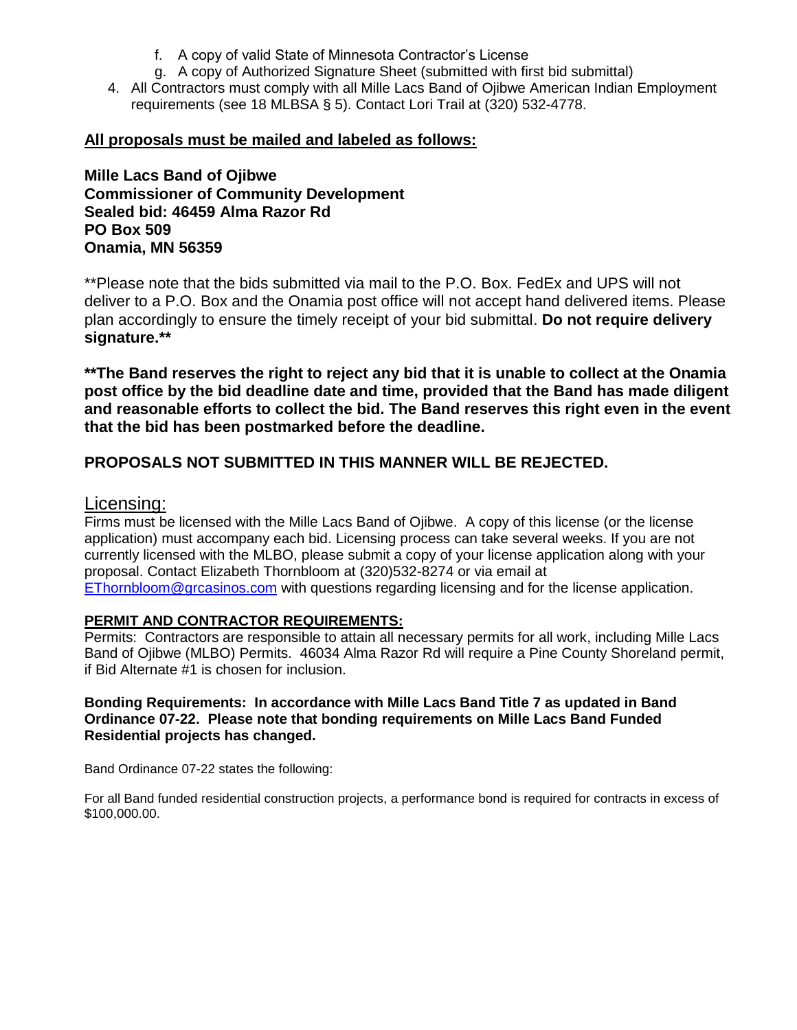f. A copy of valid State of Minnesota Contractor's License
   g. A copy of Authorized Signature Sheet (submitted with first bid submittal)

4. All Contractors must comply with all Mille Lacs Band of Ojibwe American Indian Employment requirements (see 18 MLBSA § 5). Contact Lori Trail at (320) 532-4778.

**All proposals must be mailed and labeled as follows:**

**Mille Lacs Band of Ojibwe**
**Commissioner of Community Development**
**Sealed bid: 46459 Alma Razor Rd**
**PO Box 509**
**Onamia, MN 56359**

**Please note that the bids submitted via mail to the P.O. Box. FedEx and UPS will not deliver to a P.O. Box and the Onamia post office will not accept hand delivered items. Please plan accordingly to ensure the timely receipt of your bid submittal. **Do not require delivery signature.****

****The Band reserves the right to reject any bid that it is unable to collect at the Onamia post office by the bid deadline date and time, provided that the Band has made diligent and reasonable efforts to collect the bid. The Band reserves this right even in the event that the bid has been postmarked before the deadline.**

**PROPOSALS NOT SUBMITTED IN THIS MANNER WILL BE REJECTED.**

## Licensing:

Firms must be licensed with the Mille Lacs Band of Ojibwe. A copy of this license (or the license application) must accompany each bid. Licensing process can take several weeks. If you are not currently licensed with the MLBO, please submit a copy of your license application along with your proposal. Contact Elizabeth Thornbloom at (320)532-8274 or via email at EThornbloom@grcasinos.com with questions regarding licensing and for the license application.

**PERMIT AND CONTRACTOR REQUIREMENTS:**

Permits: Contractors are responsible to attain all necessary permits for all work, including Mille Lacs Band of Ojibwe (MLBO) Permits. 46034 Alma Razor Rd will require a Pine County Shoreland permit, if Bid Alternate #1 is chosen for inclusion.

**Bonding Requirements: In accordance with Mille Lacs Band Title 7 as updated in Band Ordinance 07-22. Please note that bonding requirements on Mille Lacs Band Funded Residential projects has changed.**

Band Ordinance 07-22 states the following:

For all Band funded residential construction projects, a performance bond is required for contracts in excess of $100,000.00.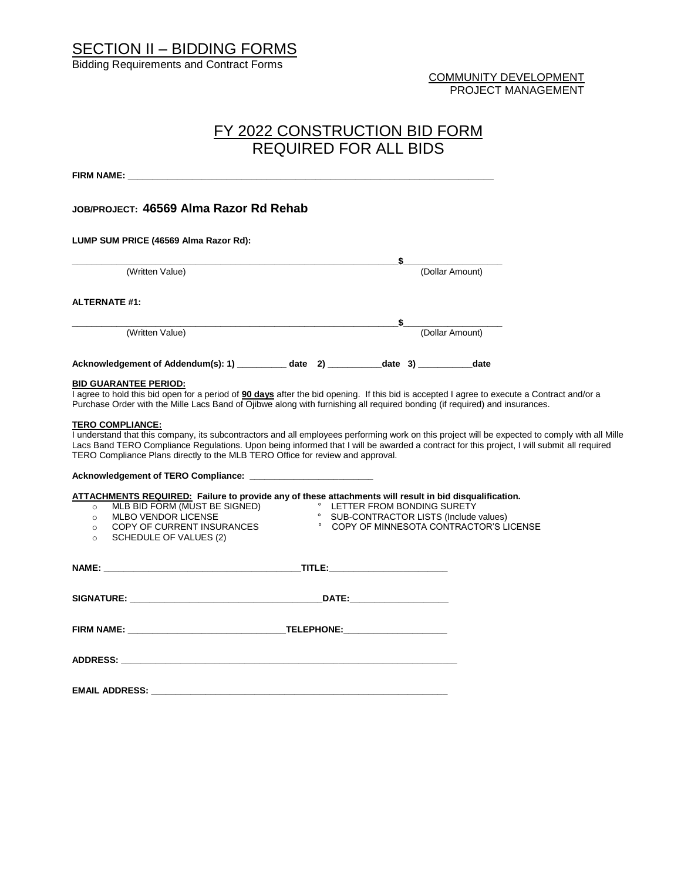# SECTION II – BIDDING FORMS

Bidding Requirements and Contract Forms

COMMUNITY DEVELOPMENT
PROJECT MANAGEMENT

## FY 2022 CONSTRUCTION BID FORM
## REQUIRED FOR ALL BIDS

**FIRM NAME:** ____________________________________________________________________________

**JOB/PROJECT: 46569 Alma Razor Rd Rehab**

**LUMP SUM PRICE (46569 Alma Razor Rd):**

___________________________________________________________________**$**___________________
(Written Value) (Dollar Amount)

**ALTERNATE #1:**

___________________________________________________________________**$**___________________
(Written Value) (Dollar Amount)

**Acknowledgement of Addendum(s): 1) __________ date 2) ___________date 3) ___________date**

**BID GUARANTEE PERIOD:**
I agree to hold this bid open for a period of **90 days** after the bid opening. If this bid is accepted I agree to execute a Contract and/or a Purchase Order with the Mille Lacs Band of Ojibwe along with furnishing all required bonding (if required) and insurances.

**TERO COMPLIANCE:**
I understand that this company, its subcontractors and all employees performing work on this project will be expected to comply with all Mille Lacs Band TERO Compliance Regulations. Upon being informed that I will be awarded a contract for this project, I will submit all required TERO Compliance Plans directly to the MLB TERO Office for review and approval.

**Acknowledgement of TERO Compliance:** _________________________

**ATTACHMENTS REQUIRED: Failure to provide any of these attachments will result in bid disqualification.**

- MLB BID FORM (MUST BE SIGNED)
- MLBO VENDOR LICENSE
- COPY OF CURRENT INSURANCES
- SCHEDULE OF VALUES (2)
- LETTER FROM BONDING SURETY
- SUB-CONTRACTOR LISTS (Include values)
- COPY OF MINNESOTA CONTRACTOR'S LICENSE

**NAME:** _______________________________________**TITLE:**________________________

**SIGNATURE:** _______________________________________**DATE:**____________________

**FIRM NAME:** _______________________________**TELEPHONE:**_____________________

**ADDRESS:** _______________________________________________________________________

**EMAIL ADDRESS:** ___________________________________________________________